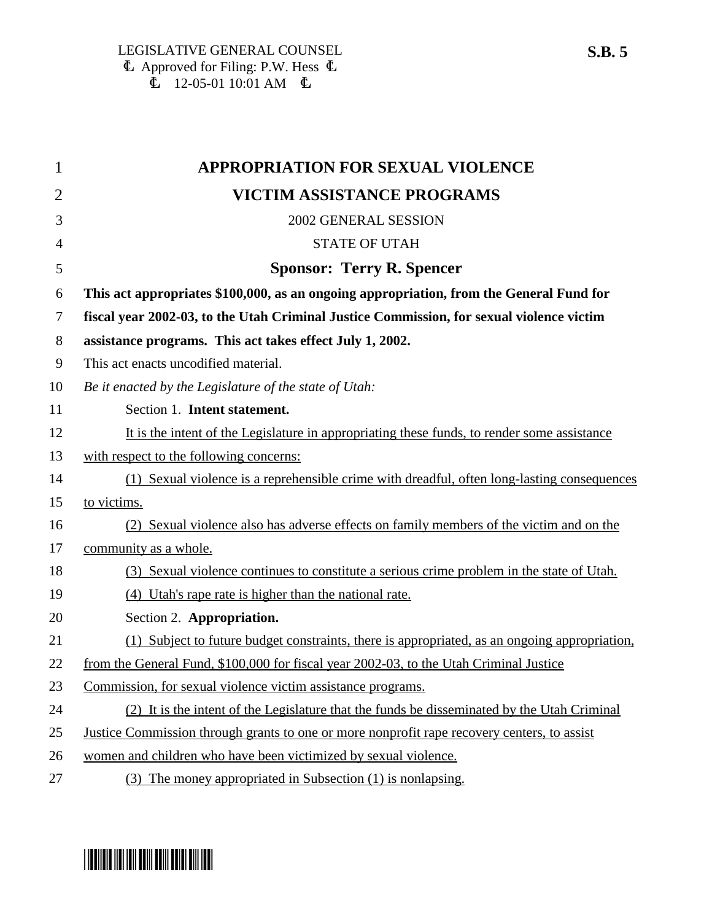LEGISLATIVE GENERAL COUNSEL
Approved for Filing: P.W. Hess
12-05-01 10:01 AM

**S.B. 5**

# APPROPRIATION FOR SEXUAL VIOLENCE VICTIM ASSISTANCE PROGRAMS

2002 GENERAL SESSION

STATE OF UTAH

**Sponsor: Terry R. Spencer**

**This act appropriates $100,000, as an ongoing appropriation, from the General Fund for fiscal year 2002-03, to the Utah Criminal Justice Commission, for sexual violence victim assistance programs. This act takes effect July 1, 2002.**

This act enacts uncodified material.

*Be it enacted by the Legislature of the state of Utah:*

Section 1. **Intent statement.**

It is the intent of the Legislature in appropriating these funds, to render some assistance with respect to the following concerns:

(1) Sexual violence is a reprehensible crime with dreadful, often long-lasting consequences to victims.

(2) Sexual violence also has adverse effects on family members of the victim and on the community as a whole.

(3) Sexual violence continues to constitute a serious crime problem in the state of Utah.

(4) Utah's rape rate is higher than the national rate.

Section 2. **Appropriation.**

(1) Subject to future budget constraints, there is appropriated, as an ongoing appropriation, from the General Fund, $100,000 for fiscal year 2002-03, to the Utah Criminal Justice Commission, for sexual violence victim assistance programs.

(2) It is the intent of the Legislature that the funds be disseminated by the Utah Criminal Justice Commission through grants to one or more nonprofit rape recovery centers, to assist women and children who have been victimized by sexual violence.

(3) The money appropriated in Subsection (1) is nonlapsing.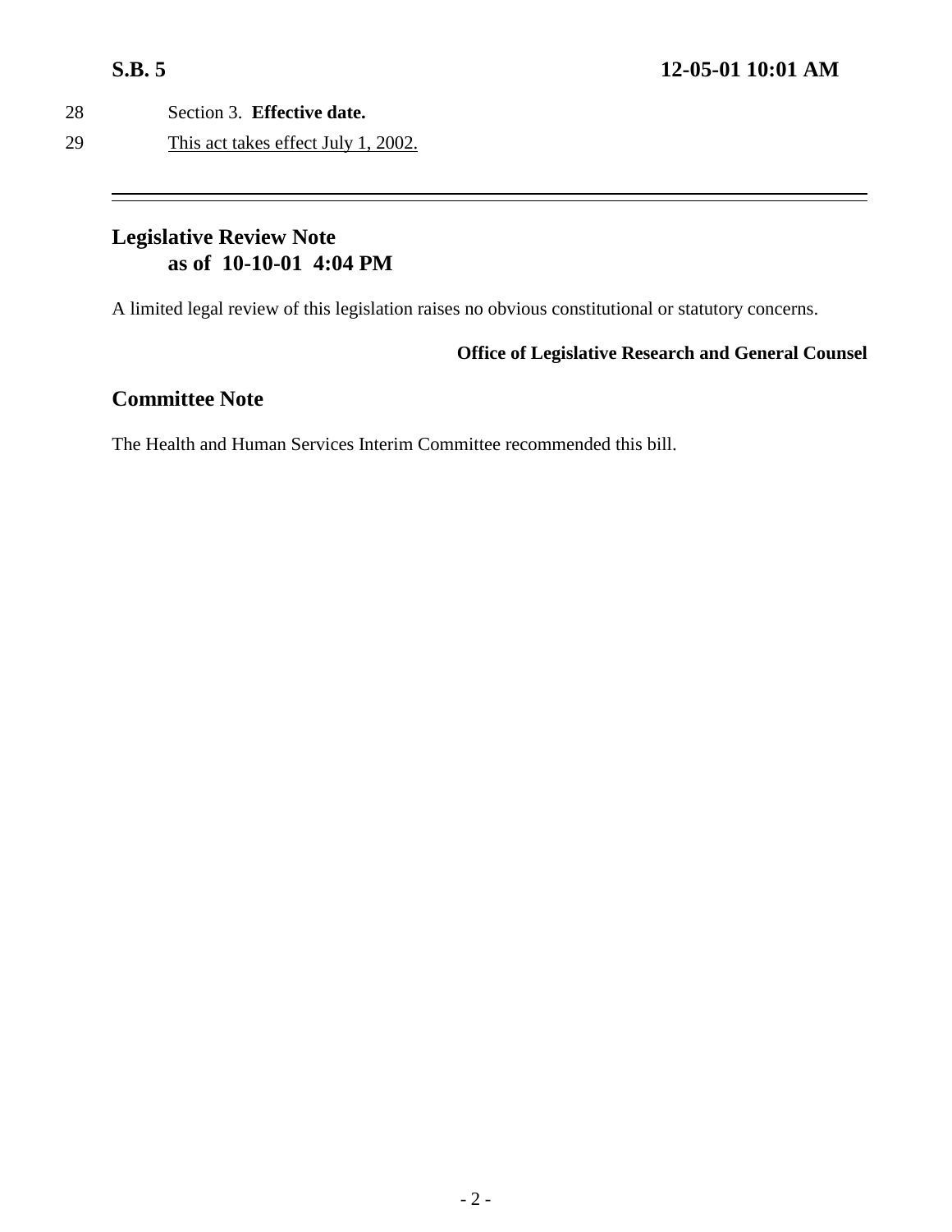28 Section 3. **Effective date.**

29 This act takes effect July 1, 2002.

---

## Legislative Review Note
### as of 10-10-01 4:04 PM

A limited legal review of this legislation raises no obvious constitutional or statutory concerns.

**Office of Legislative Research and General Counsel**

## Committee Note

The Health and Human Services Interim Committee recommended this bill.